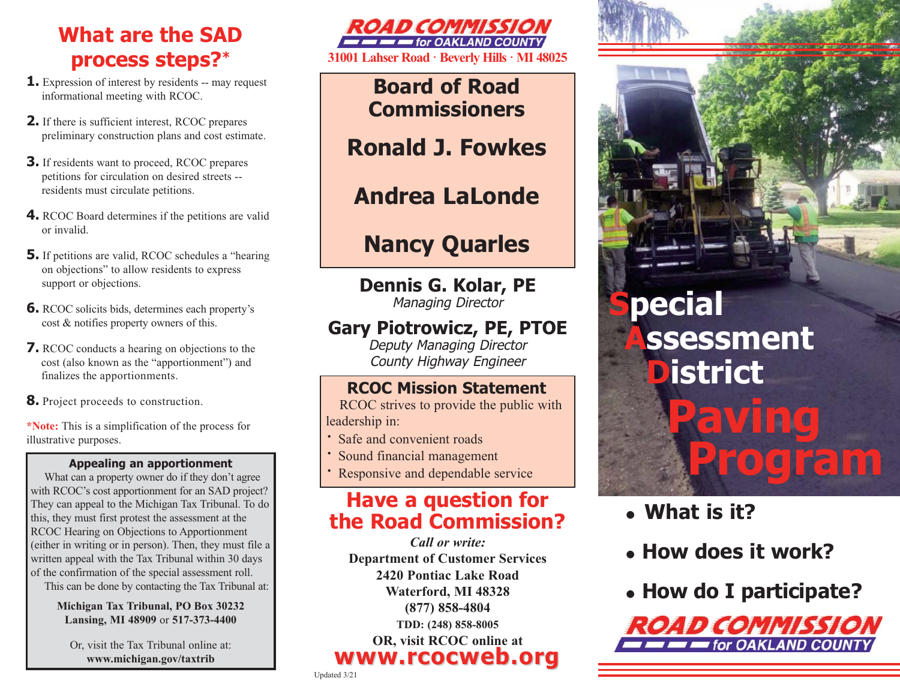# What are the SAD process steps?*

**1.** Expression of interest by residents -- may request informational meeting with RCOC.

**2.** If there is sufficient interest, RCOC prepares preliminary construction plans and cost estimate.

**3.** If residents want to proceed, RCOC prepares petitions for circulation on desired streets -- residents must circulate petitions.

**4.** RCOC Board determines if the petitions are valid or invalid.

**5.** If petitions are valid, RCOC schedules a "hearing on objections" to allow residents to express support or objections.

**6.** RCOC solicits bids, determines each property's cost & notifies property owners of this.

**7.** RCOC conducts a hearing on objections to the cost (also known as the "apportionment") and finalizes the apportionments.

**8.** Project proceeds to construction.

***Note:** This is a simplification of the process for illustrative purposes.

### Appealing an apportionment

What can a property owner do if they don't agree with RCOC's cost apportionment for an SAD project? They can appeal to the Michigan Tax Tribunal. To do this, they must first protest the assessment at the RCOC Hearing on Objections to Apportionment (either in writing or in person). Then, they must file a written appeal with the Tax Tribunal within 30 days of the confirmation of the special assessment roll.

This can be done by contacting the Tax Tribunal at:

**Michigan Tax Tribunal, PO Box 30232**
**Lansing, MI 48909** or **517-373-4400**

Or, visit the Tax Tribunal online at:
**www.michigan.gov/taxtrib**

---

**ROAD COMMISSION for OAKLAND COUNTY**
**31001 Lahser Road · Beverly Hills · MI 48025**

## Board of Road Commissioners

**Ronald J. Fowkes**

**Andrea LaLonde**

**Nancy Quarles**

**Dennis G. Kolar, PE**
*Managing Director*

**Gary Piotrowicz, PE, PTOE**
*Deputy Managing Director*
*County Highway Engineer*

### RCOC Mission Statement

RCOC strives to provide the public with leadership in:

- Safe and convenient roads
- Sound financial management
- Responsive and dependable service

## Have a question for the Road Commission?

*Call or write:*
**Department of Customer Services**
**2420 Pontiac Lake Road**
**Waterford, MI 48328**
**(877) 858-4804**
**TDD: (248) 858-8005**
**OR, visit RCOC online at**
**www.rcocweb.org**

Updated 3/21

---

# Special Assessment District Paving Program

- **What is it?**
- **How does it work?**
- **How do I participate?**

**ROAD COMMISSION for OAKLAND COUNTY**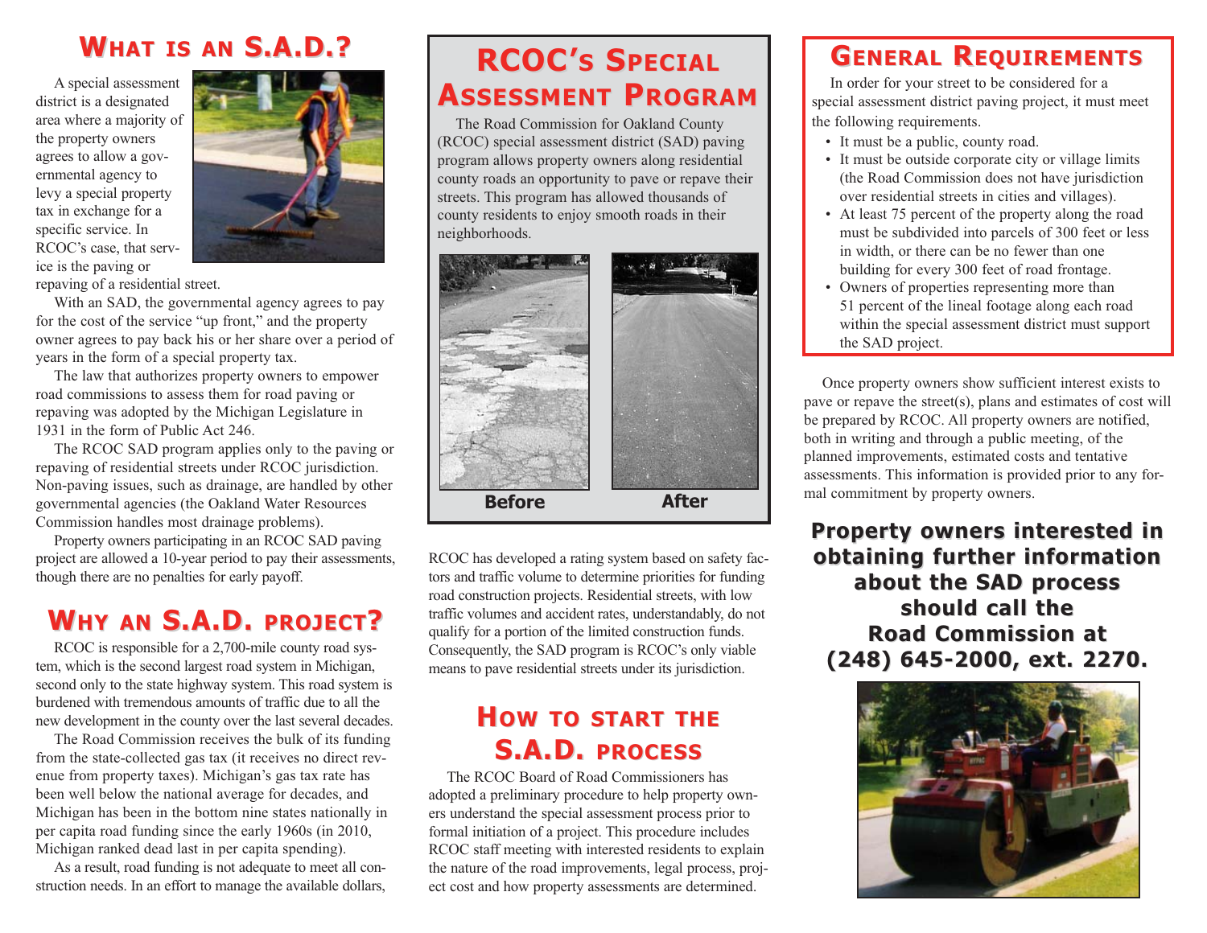## What is an S.A.D.?

A special assessment district is a designated area where a majority of the property owners agrees to allow a governmental agency to levy a special property tax in exchange for a specific service. In RCOC's case, that service is the paving or repaving of a residential street.

With an SAD, the governmental agency agrees to pay for the cost of the service "up front," and the property owner agrees to pay back his or her share over a period of years in the form of a special property tax.

The law that authorizes property owners to empower road commissions to assess them for road paving or repaving was adopted by the Michigan Legislature in 1931 in the form of Public Act 246.

The RCOC SAD program applies only to the paving or repaving of residential streets under RCOC jurisdiction. Non-paving issues, such as drainage, are handled by other governmental agencies (the Oakland Water Resources Commission handles most drainage problems).

Property owners participating in an RCOC SAD paving project are allowed a 10-year period to pay their assessments, though there are no penalties for early payoff.

## Why an S.A.D. project?

RCOC is responsible for a 2,700-mile county road system, which is the second largest road system in Michigan, second only to the state highway system. This road system is burdened with tremendous amounts of traffic due to all the new development in the county over the last several decades.

The Road Commission receives the bulk of its funding from the state-collected gas tax (it receives no direct revenue from property taxes). Michigan's gas tax rate has been well below the national average for decades, and Michigan has been in the bottom nine states nationally in per capita road funding since the early 1960s (in 2010, Michigan ranked dead last in per capita spending).

As a result, road funding is not adequate to meet all construction needs. In an effort to manage the available dollars, RCOC has developed a rating system based on safety factors and traffic volume to determine priorities for funding road construction projects. Residential streets, with low traffic volumes and accident rates, understandably, do not qualify for a portion of the limited construction funds. Consequently, the SAD program is RCOC's only viable means to pave residential streets under its jurisdiction.

## RCOC's Special Assessment Program

The Road Commission for Oakland County (RCOC) special assessment district (SAD) paving program allows property owners along residential county roads an opportunity to pave or repave their streets. This program has allowed thousands of county residents to enjoy smooth roads in their neighborhoods.

Before After

## How to start the S.A.D. process

The RCOC Board of Road Commissioners has adopted a preliminary procedure to help property owners understand the special assessment process prior to formal initiation of a project. This procedure includes RCOC staff meeting with interested residents to explain the nature of the road improvements, legal process, project cost and how property assessments are determined.

## General Requirements

In order for your street to be considered for a special assessment district paving project, it must meet the following requirements.

- It must be a public, county road.
- It must be outside corporate city or village limits (the Road Commission does not have jurisdiction over residential streets in cities and villages).
- At least 75 percent of the property along the road must be subdivided into parcels of 300 feet or less in width, or there can be no fewer than one building for every 300 feet of road frontage.
- Owners of properties representing more than 51 percent of the lineal footage along each road within the special assessment district must support the SAD project.

Once property owners show sufficient interest exists to pave or repave the street(s), plans and estimates of cost will be prepared by RCOC. All property owners are notified, both in writing and through a public meeting, of the planned improvements, estimated costs and tentative assessments. This information is provided prior to any formal commitment by property owners.

**Property owners interested in obtaining further information about the SAD process should call the Road Commission at (248) 645-2000, ext. 2270.**